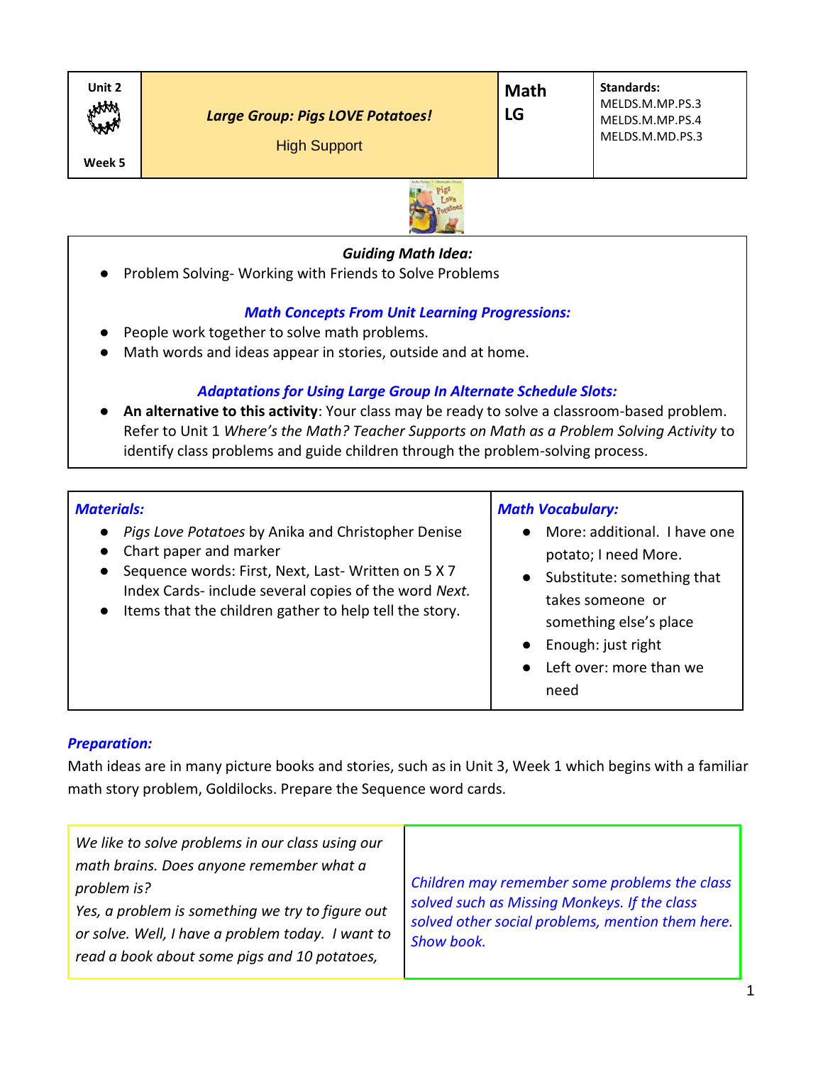| Unit 2<br><br>Week 5 | ***Large Group: Pigs LOVE Potatoes!***<br><br>High Support | **Math LG** | **Standards:**<br>MELDS.M.MP.PS.3<br>MELDS.M.MP.PS.4<br>MELDS.M.MD.PS.3 |
|---|---|---|---|

***Guiding Math Idea:***

- Problem Solving- Working with Friends to Solve Problems

***Math Concepts From Unit Learning Progressions:***

- People work together to solve math problems.
- Math words and ideas appear in stories, outside and at home.

***Adaptations for Using Large Group In Alternate Schedule Slots:***

- **An alternative to this activity**: Your class may be ready to solve a classroom-based problem. Refer to Unit 1 *Where's the Math? Teacher Supports on Math as a Problem Solving Activity* to identify class problems and guide children through the problem-solving process.

| ***Materials:*** | ***Math Vocabulary:*** |
|---|---|
| • *Pigs Love Potatoes* by Anika and Christopher Denise<br>• Chart paper and marker<br>• Sequence words: First, Next, Last- Written on 5 X 7 Index Cards- include several copies of the word *Next.*<br>• Items that the children gather to help tell the story. | • More: additional. I have one potato; I need More.<br>• Substitute: something that takes someone or something else's place<br>• Enough: just right<br>• Left over: more than we need |

***Preparation:***

Math ideas are in many picture books and stories, such as in Unit 3, Week 1 which begins with a familiar math story problem, Goldilocks. Prepare the Sequence word cards.

| | |
|---|---|
| *We like to solve problems in our class using our math brains. Does anyone remember what a problem is?*<br>*Yes, a problem is something we try to figure out or solve. Well, I have a problem today. I want to read a book about some pigs and 10 potatoes,* | *Children may remember some problems the class solved such as Missing Monkeys. If the class solved other social problems, mention them here. Show book.* |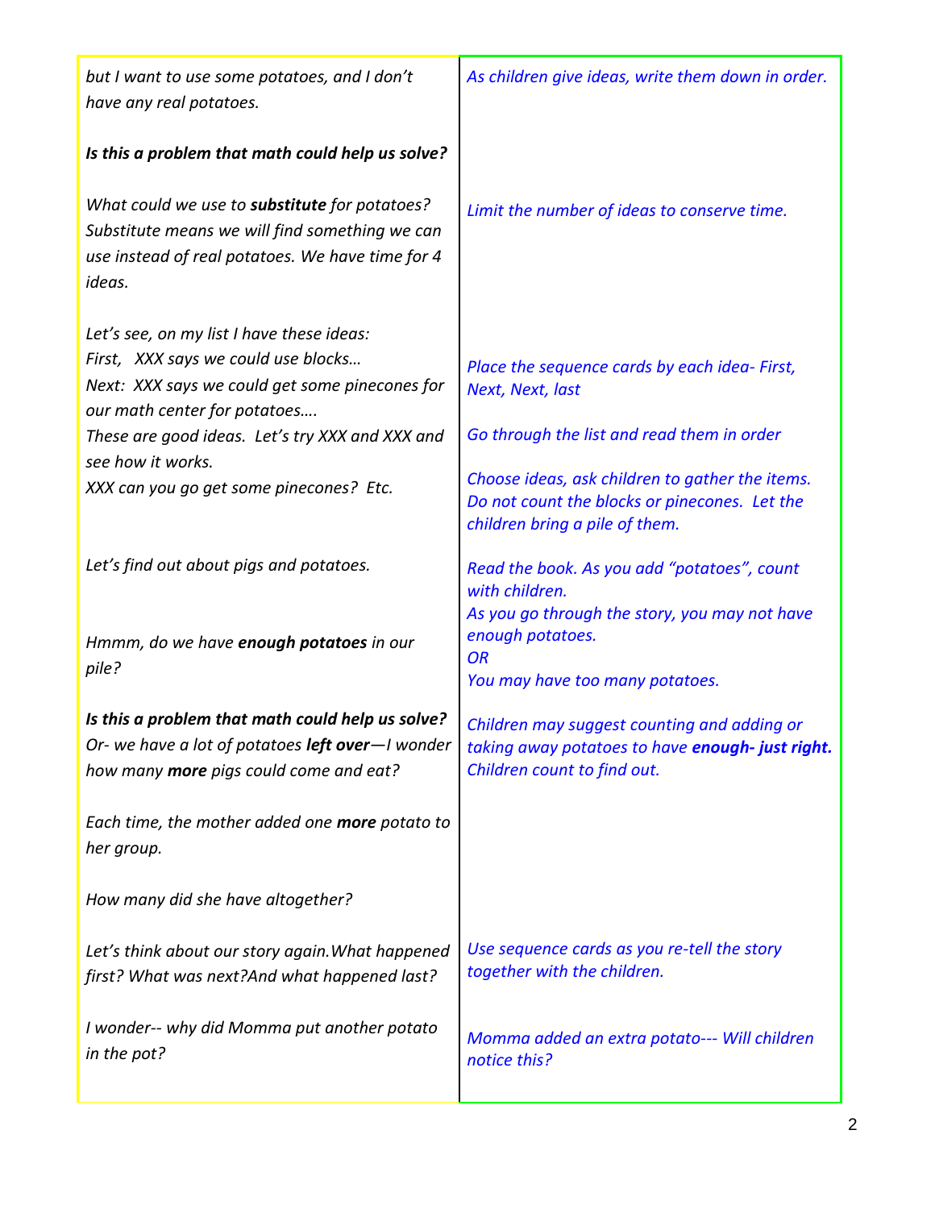| | |
|---|---|
| *but I want to use some potatoes, and I don't have any real potatoes.*<br><br>***Is this a problem that math could help us solve?*** | *As children give ideas, write them down in order.* |
| *What could we use to* ***substitute*** *for potatoes? Substitute means we will find something we can use instead of real potatoes. We have time for 4 ideas.* | *Limit the number of ideas to conserve time.* |
| *Let's see, on my list I have these ideas:*<br>*First, XXX says we could use blocks…*<br>*Next: XXX says we could get some pinecones for our math center for potatoes….*<br>*These are good ideas. Let's try XXX and XXX and see how it works.*<br>*XXX can you go get some pinecones? Etc.* | *Place the sequence cards by each idea- First, Next, Next, last*<br><br>*Go through the list and read them in order*<br><br>*Choose ideas, ask children to gather the items. Do not count the blocks or pinecones. Let the children bring a pile of them.* |
| *Let's find out about pigs and potatoes.*<br><br>*Hmmm, do we have* ***enough potatoes*** *in our pile?* | *Read the book. As you add "potatoes", count with children.*<br>*As you go through the story, you may not have enough potatoes.*<br>*OR*<br>*You may have too many potatoes.* |
| ***Is this a problem that math could help us solve?***<br>*Or- we have a lot of potatoes* ***left over***—*I wonder how many* ***more*** *pigs could come and eat?* | *Children may suggest counting and adding or taking away potatoes to have* ***enough- just right.*** *Children count to find out.* |
| *Each time, the mother added one* ***more*** *potato to her group.*<br><br>*How many did she have altogether?* | |
| *Let's think about our story again. What happened first? What was next? And what happened last?* | *Use sequence cards as you re-tell the story together with the children.* |
| *I wonder-- why did Momma put another potato in the pot?* | *Momma added an extra potato--- Will children notice this?* |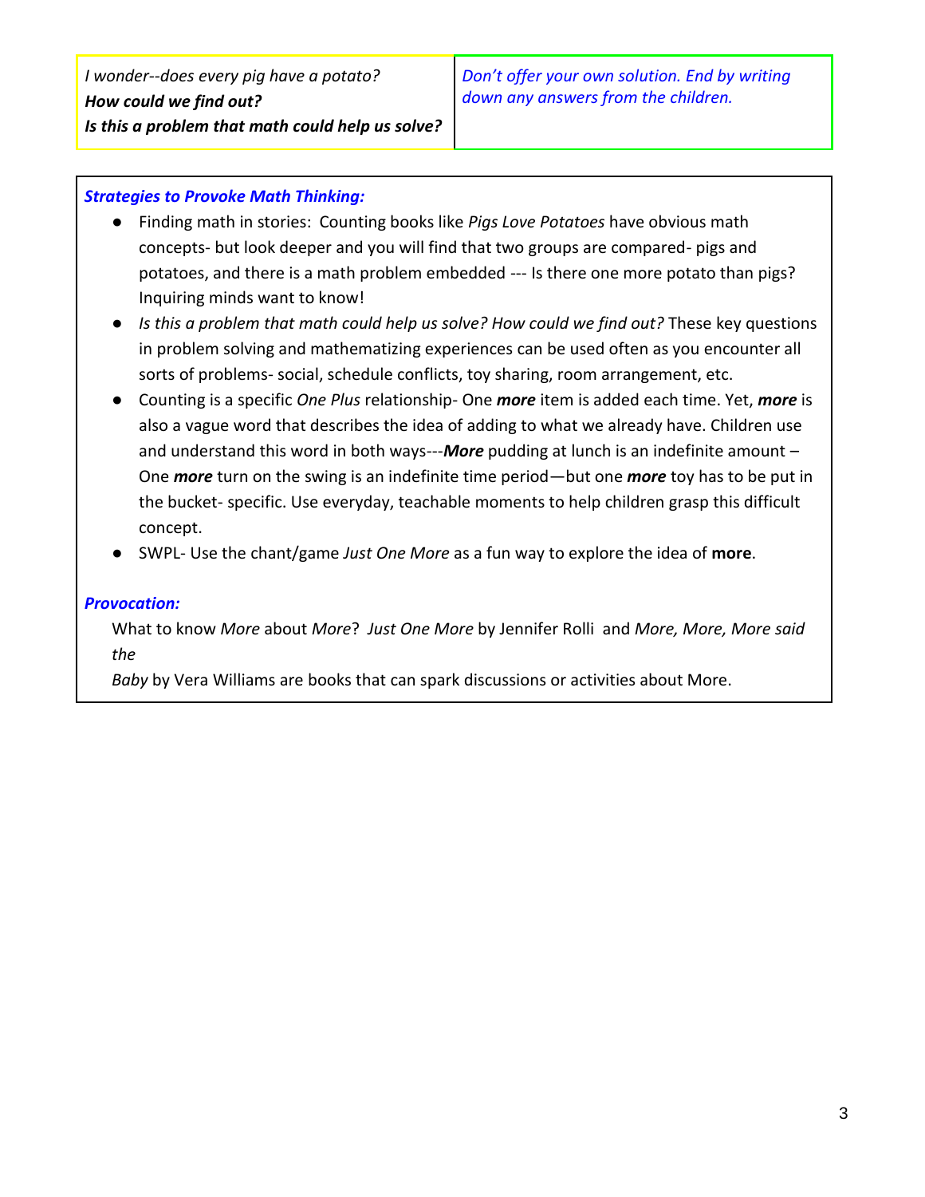| | |
|---|---|
| *I wonder--does every pig have a potato?* ***How could we find out? Is this a problem that math could help us solve?*** | *Don't offer your own solution. End by writing down any answers from the children.* |

***Strategies to Provoke Math Thinking:***

- Finding math in stories: Counting books like *Pigs Love Potatoes* have obvious math concepts- but look deeper and you will find that two groups are compared- pigs and potatoes, and there is a math problem embedded --- Is there one more potato than pigs? Inquiring minds want to know!
- *Is this a problem that math could help us solve? How could we find out?* These key questions in problem solving and mathematizing experiences can be used often as you encounter all sorts of problems- social, schedule conflicts, toy sharing, room arrangement, etc.
- Counting is a specific *One Plus* relationship- One ***more*** item is added each time. Yet, ***more*** is also a vague word that describes the idea of adding to what we already have. Children use and understand this word in both ways---***More*** pudding at lunch is an indefinite amount – One ***more*** turn on the swing is an indefinite time period—but one ***more*** toy has to be put in the bucket- specific. Use everyday, teachable moments to help children grasp this difficult concept.
- SWPL- Use the chant/game *Just One More* as a fun way to explore the idea of **more**.

***Provocation:***

What to know *More* about *More*? *Just One More* by Jennifer Rolli and *More, More, More said the Baby* by Vera Williams are books that can spark discussions or activities about More.